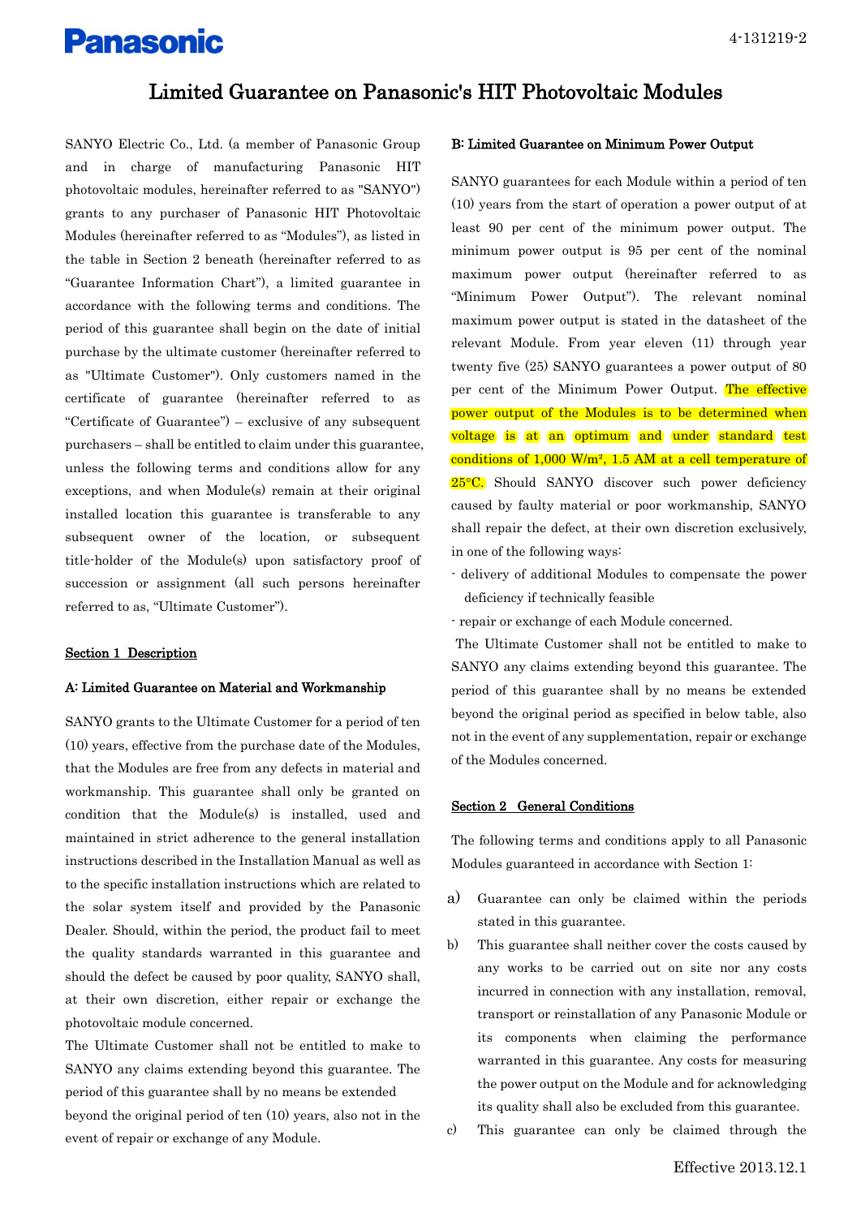# Limited Guarantee on Panasonic's HIT Photovoltaic Modules

SANYO Electric Co., Ltd. (a member of Panasonic Group and in charge of manufacturing Panasonic HIT photovoltaic modules, hereinafter referred to as "SANYO") grants to any purchaser of Panasonic HIT Photovoltaic Modules (hereinafter referred to as "Modules"), as listed in the table in Section 2 beneath (hereinafter referred to as "Guarantee Information Chart"), a limited guarantee in accordance with the following terms and conditions. The period of this guarantee shall begin on the date of initial purchase by the ultimate customer (hereinafter referred to as "Ultimate Customer"). Only customers named in the certificate of guarantee (hereinafter referred to as "Certificate of Guarantee") – exclusive of any subsequent purchasers – shall be entitled to claim under this guarantee, unless the following terms and conditions allow for any exceptions, and when Module(s) remain at their original installed location this guarantee is transferable to any subsequent owner of the location, or subsequent title-holder of the Module(s) upon satisfactory proof of succession or assignment (all such persons hereinafter referred to as, "Ultimate Customer").

## Section 1 Description

### A: Limited Guarantee on Material and Workmanship

SANYO grants to the Ultimate Customer for a period of ten (10) years, effective from the purchase date of the Modules, that the Modules are free from any defects in material and workmanship. This guarantee shall only be granted on condition that the Module(s) is installed, used and maintained in strict adherence to the general installation instructions described in the Installation Manual as well as to the specific installation instructions which are related to the solar system itself and provided by the Panasonic Dealer. Should, within the period, the product fail to meet the quality standards warranted in this guarantee and should the defect be caused by poor quality, SANYO shall, at their own discretion, either repair or exchange the photovoltaic module concerned.

The Ultimate Customer shall not be entitled to make to SANYO any claims extending beyond this guarantee. The period of this guarantee shall by no means be extended beyond the original period of ten (10) years, also not in the event of repair or exchange of any Module.

### B: Limited Guarantee on Minimum Power Output

SANYO guarantees for each Module within a period of ten (10) years from the start of operation a power output of at least 90 per cent of the minimum power output. The minimum power output is 95 per cent of the nominal maximum power output (hereinafter referred to as "Minimum Power Output"). The relevant nominal maximum power output is stated in the datasheet of the relevant Module. From year eleven (11) through year twenty five (25) SANYO guarantees a power output of 80 per cent of the Minimum Power Output. The effective power output of the Modules is to be determined when voltage is at an optimum and under standard test conditions of 1,000 W/m², 1.5 AM at a cell temperature of 25°C. Should SANYO discover such power deficiency caused by faulty material or poor workmanship, SANYO shall repair the defect, at their own discretion exclusively, in one of the following ways:

- delivery of additional Modules to compensate the power deficiency if technically feasible
- repair or exchange of each Module concerned.

The Ultimate Customer shall not be entitled to make to SANYO any claims extending beyond this guarantee. The period of this guarantee shall by no means be extended beyond the original period as specified in below table, also not in the event of any supplementation, repair or exchange of the Modules concerned.

## Section 2 General Conditions

The following terms and conditions apply to all Panasonic Modules guaranteed in accordance with Section 1:

a) Guarantee can only be claimed within the periods stated in this guarantee.

b) This guarantee shall neither cover the costs caused by any works to be carried out on site nor any costs incurred in connection with any installation, removal, transport or reinstallation of any Panasonic Module or its components when claiming the performance warranted in this guarantee. Any costs for measuring the power output on the Module and for acknowledging its quality shall also be excluded from this guarantee.

c) This guarantee can only be claimed through the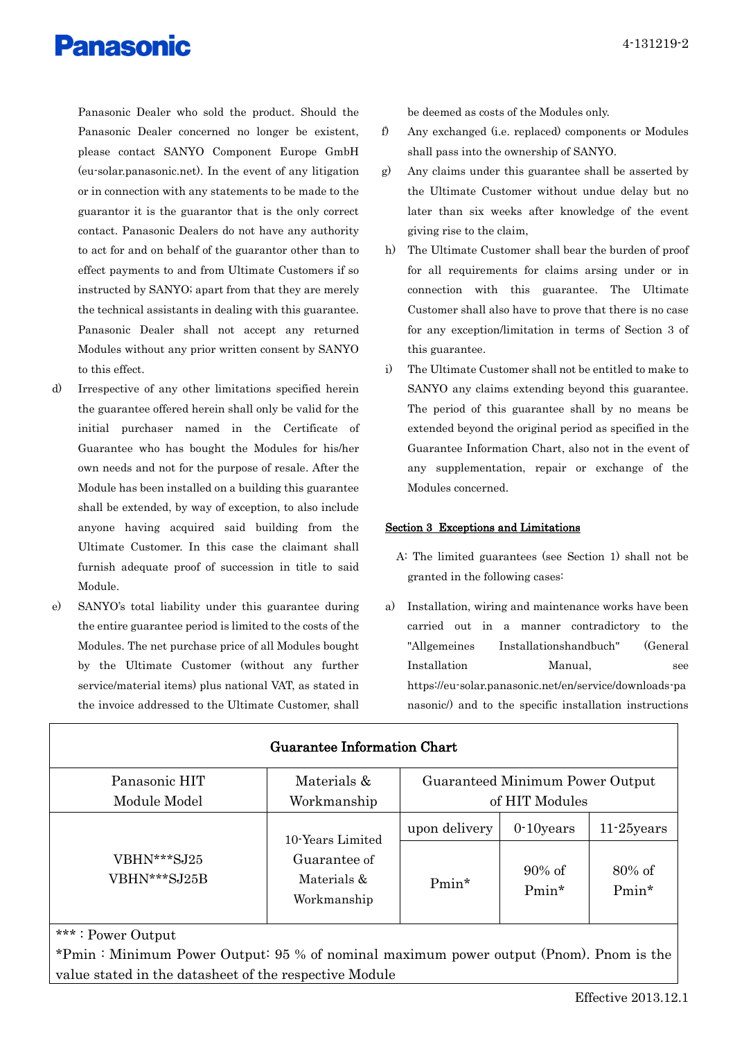Panasonic Dealer who sold the product. Should the Panasonic Dealer concerned no longer be existent, please contact SANYO Component Europe GmbH (eu-solar.panasonic.net). In the event of any litigation or in connection with any statements to be made to the guarantor it is the guarantor that is the only correct contact. Panasonic Dealers do not have any authority to act for and on behalf of the guarantor other than to effect payments to and from Ultimate Customers if so instructed by SANYO; apart from that they are merely the technical assistants in dealing with this guarantee. Panasonic Dealer shall not accept any returned Modules without any prior written consent by SANYO to this effect.

d) Irrespective of any other limitations specified herein the guarantee offered herein shall only be valid for the initial purchaser named in the Certificate of Guarantee who has bought the Modules for his/her own needs and not for the purpose of resale. After the Module has been installed on a building this guarantee shall be extended, by way of exception, to also include anyone having acquired said building from the Ultimate Customer. In this case the claimant shall furnish adequate proof of succession in title to said Module.

e) SANYO's total liability under this guarantee during the entire guarantee period is limited to the costs of the Modules. The net purchase price of all Modules bought by the Ultimate Customer (without any further service/material items) plus national VAT, as stated in the invoice addressed to the Ultimate Customer, shall be deemed as costs of the Modules only.

f) Any exchanged (i.e. replaced) components or Modules shall pass into the ownership of SANYO.

g) Any claims under this guarantee shall be asserted by the Ultimate Customer without undue delay but no later than six weeks after knowledge of the event giving rise to the claim,

h) The Ultimate Customer shall bear the burden of proof for all requirements for claims arsing under or in connection with this guarantee. The Ultimate Customer shall also have to prove that there is no case for any exception/limitation in terms of Section 3 of this guarantee.

i) The Ultimate Customer shall not be entitled to make to SANYO any claims extending beyond this guarantee. The period of this guarantee shall by no means be extended beyond the original period as specified in the Guarantee Information Chart, also not in the event of any supplementation, repair or exchange of the Modules concerned.

## Section 3 Exceptions and Limitations

A: The limited guarantees (see Section 1) shall not be granted in the following cases:

a) Installation, wiring and maintenance works have been carried out in a manner contradictory to the "Allgemeines Installationshandbuch" (General Installation Manual, see https://eu-solar.panasonic.net/en/service/downloads-panasonic/) and to the specific installation instructions

**Guarantee Information Chart**

| Panasonic HIT Module Model | Materials & Workmanship | Guaranteed Minimum Power Output of HIT Modules | | |
|---|---|---|---|---|
| | | upon delivery | 0-10years | 11-25years |
| VBHN***SJ25<br>VBHN***SJ25B | 10-Years Limited Guarantee of Materials & Workmanship | Pmin* | 90% of Pmin* | 80% of Pmin* |

*** : Power Output
*Pmin : Minimum Power Output: 95 % of nominal maximum power output (Pnom). Pnom is the value stated in the datasheet of the respective Module

Effective 2013.12.1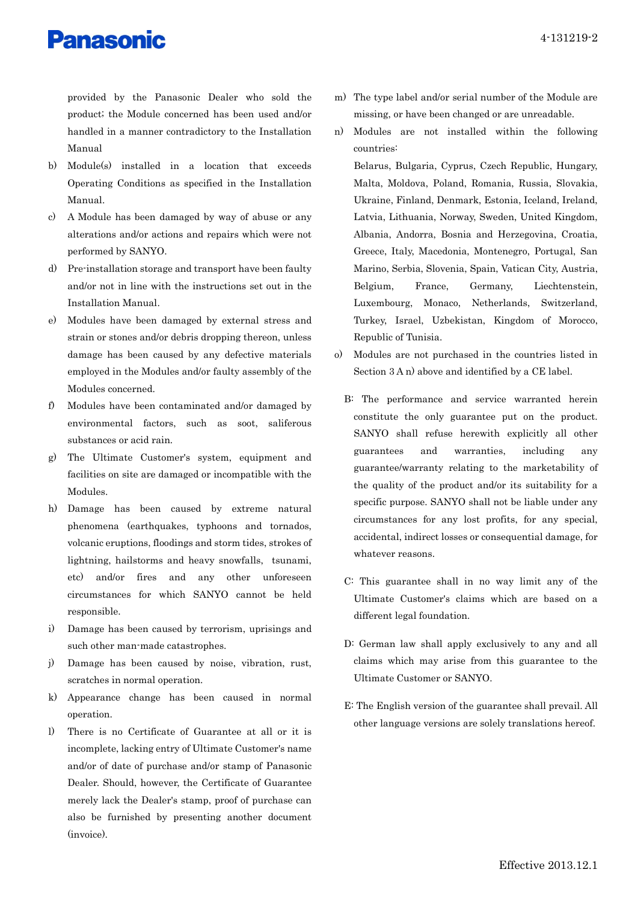provided by the Panasonic Dealer who sold the product; the Module concerned has been used and/or handled in a manner contradictory to the Installation Manual

b) Module(s) installed in a location that exceeds Operating Conditions as specified in the Installation Manual.

c) A Module has been damaged by way of abuse or any alterations and/or actions and repairs which were not performed by SANYO.

d) Pre-installation storage and transport have been faulty and/or not in line with the instructions set out in the Installation Manual.

e) Modules have been damaged by external stress and strain or stones and/or debris dropping thereon, unless damage has been caused by any defective materials employed in the Modules and/or faulty assembly of the Modules concerned.

f) Modules have been contaminated and/or damaged by environmental factors, such as soot, saliferous substances or acid rain.

g) The Ultimate Customer's system, equipment and facilities on site are damaged or incompatible with the Modules.

h) Damage has been caused by extreme natural phenomena (earthquakes, typhoons and tornados, volcanic eruptions, floodings and storm tides, strokes of lightning, hailstorms and heavy snowfalls, tsunami, etc) and/or fires and any other unforeseen circumstances for which SANYO cannot be held responsible.

i) Damage has been caused by terrorism, uprisings and such other man-made catastrophes.

j) Damage has been caused by noise, vibration, rust, scratches in normal operation.

k) Appearance change has been caused in normal operation.

l) There is no Certificate of Guarantee at all or it is incomplete, lacking entry of Ultimate Customer's name and/or of date of purchase and/or stamp of Panasonic Dealer. Should, however, the Certificate of Guarantee merely lack the Dealer's stamp, proof of purchase can also be furnished by presenting another document (invoice).

m) The type label and/or serial number of the Module are missing, or have been changed or are unreadable.

n) Modules are not installed within the following countries:

Belarus, Bulgaria, Cyprus, Czech Republic, Hungary, Malta, Moldova, Poland, Romania, Russia, Slovakia, Ukraine, Finland, Denmark, Estonia, Iceland, Ireland, Latvia, Lithuania, Norway, Sweden, United Kingdom, Albania, Andorra, Bosnia and Herzegovina, Croatia, Greece, Italy, Macedonia, Montenegro, Portugal, San Marino, Serbia, Slovenia, Spain, Vatican City, Austria, Belgium, France, Germany, Liechtenstein, Luxembourg, Monaco, Netherlands, Switzerland, Turkey, Israel, Uzbekistan, Kingdom of Morocco, Republic of Tunisia.

o) Modules are not purchased in the countries listed in Section 3 A n) above and identified by a CE label.

B: The performance and service warranted herein constitute the only guarantee put on the product. SANYO shall refuse herewith explicitly all other guarantees and warranties, including any guarantee/warranty relating to the marketability of the quality of the product and/or its suitability for a specific purpose. SANYO shall not be liable under any circumstances for any lost profits, for any special, accidental, indirect losses or consequential damage, for whatever reasons.

C: This guarantee shall in no way limit any of the Ultimate Customer's claims which are based on a different legal foundation.

D: German law shall apply exclusively to any and all claims which may arise from this guarantee to the Ultimate Customer or SANYO.

E: The English version of the guarantee shall prevail. All other language versions are solely translations hereof.

Effective 2013.12.1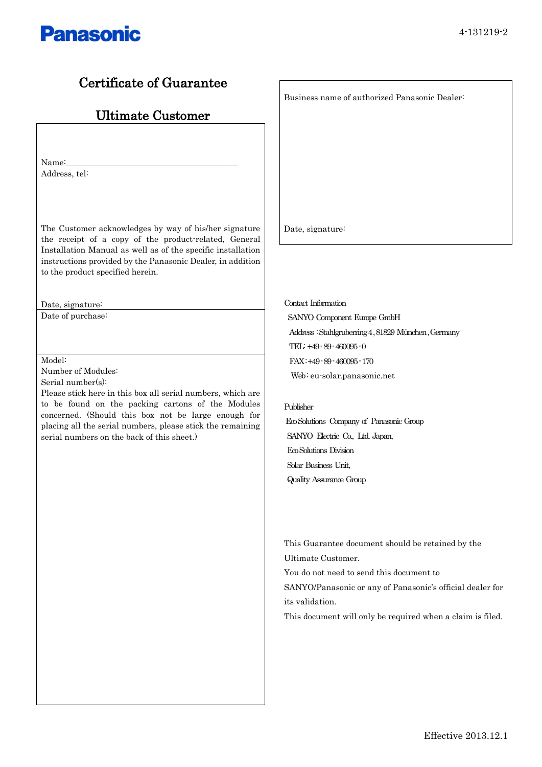Panasonic

4-131219-2

# Certificate of Guarantee

## Ultimate Customer

Name:\_\_\_\_\_\_\_\_\_\_\_\_\_\_\_\_\_\_\_\_\_\_\_\_\_\_\_\_\_\_\_\_\_\_\_\_\_\_\_\_

Address, tel:

The Customer acknowledges by way of his/her signature the receipt of a copy of the product-related, General Installation Manual as well as of the specific installation instructions provided by the Panasonic Dealer, in addition to the product specified herein.

Date, signature:

Date of purchase:

Model:

Number of Modules:

Serial number(s):

Please stick here in this box all serial numbers, which are to be found on the packing cartons of the Modules concerned. (Should this box not be large enough for placing all the serial numbers, please stick the remaining serial numbers on the back of this sheet.)

Business name of authorized Panasonic Dealer:

Date, signature:

Contact Information

SANYO Component Europe GmbH

Address : Stahlgruberring 4, 81829 München, Germany

TEL: +49-89-460095-0

FAX: +49-89-460095-170

Web: eu-solar.panasonic.net

Publisher

Eco Solutions Company of Panasonic Group

SANYO Electric Co., Ltd. Japan,

Eco Solutions Division

Solar Business Unit,

Quality Assurance Group

This Guarantee document should be retained by the Ultimate Customer.

You do not need to send this document to SANYO/Panasonic or any of Panasonic's official dealer for its validation.

This document will only be required when a claim is filed.

Effective 2013.12.1